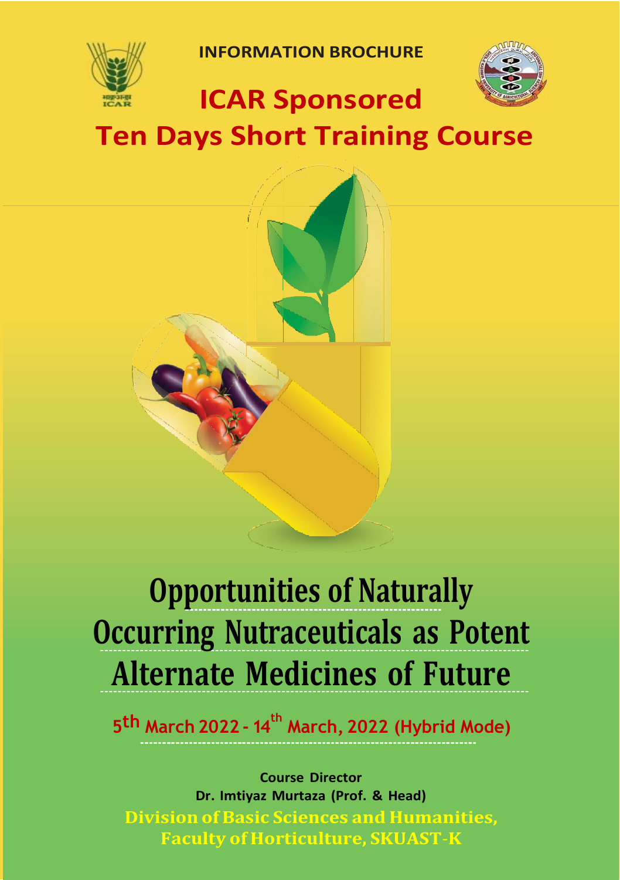INFORMATION BROCHURE

# ICAR Sponsored
# Ten Days Short Training Course

# Opportunities of Naturally Occurring Nutraceuticals as Potent Alternate Medicines of Future

**5th March 2022 - 14th March, 2022 (Hybrid Mode)**

**Course Director**
**Dr. Imtiyaz Murtaza (Prof. & Head)**
**Division of Basic Sciences and Humanities,**
**Faculty of Horticulture, SKUAST-K**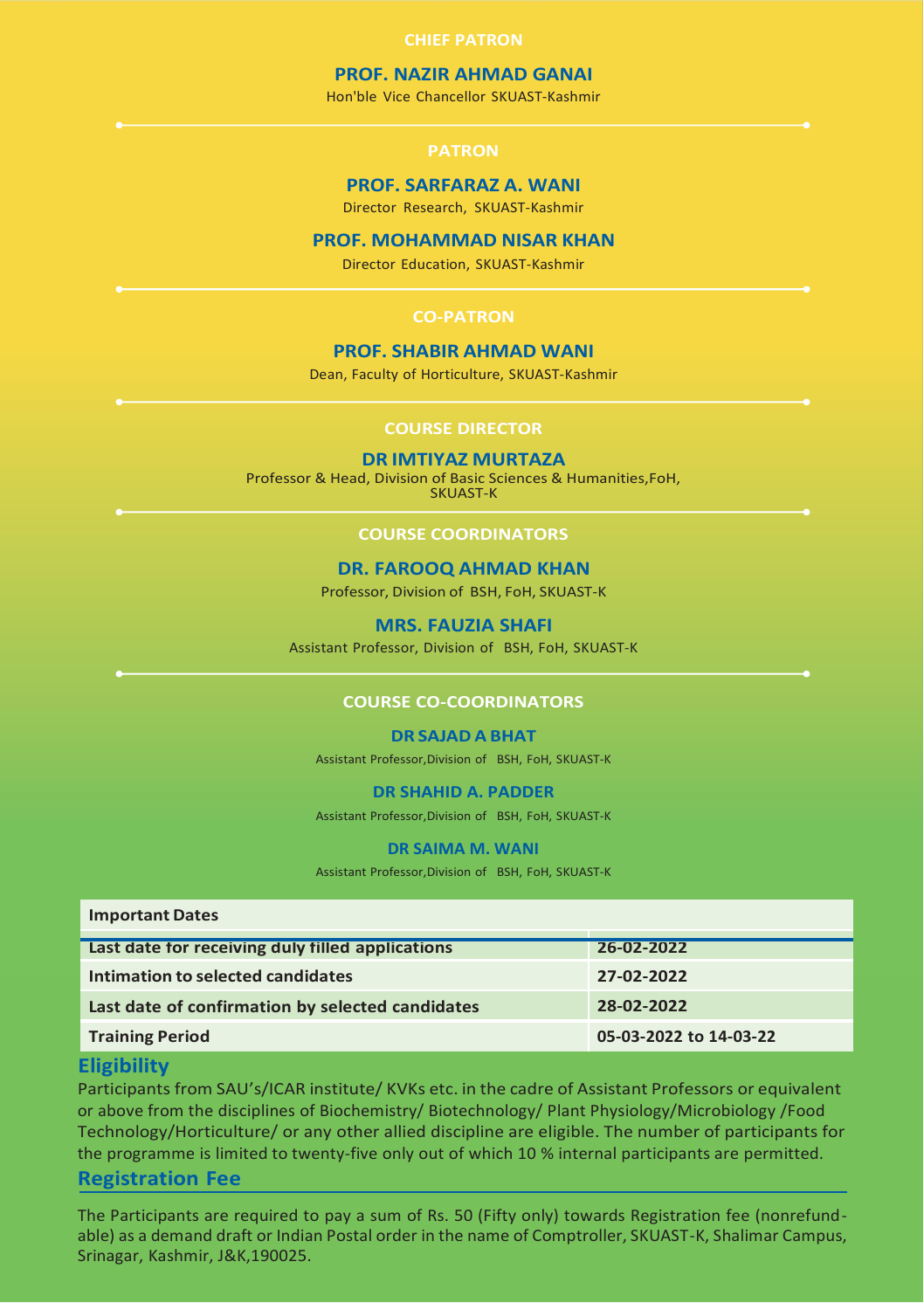**CHIEF PATRON**

**PROF. NAZIR AHMAD GANAI**
Hon'ble Vice Chancellor SKUAST-Kashmir

**PATRON**

**PROF. SARFARAZ A. WANI**
Director Research, SKUAST-Kashmir

**PROF. MOHAMMAD NISAR KHAN**
Director Education, SKUAST-Kashmir

**CO-PATRON**

**PROF. SHABIR AHMAD WANI**
Dean, Faculty of Horticulture, SKUAST-Kashmir

**COURSE DIRECTOR**

**DR IMTIYAZ MURTAZA**
Professor & Head, Division of Basic Sciences & Humanities,FoH, SKUAST-K

**COURSE COORDINATORS**

**DR. FAROOQ AHMAD KHAN**
Professor, Division of BSH, FoH, SKUAST-K

**MRS. FAUZIA SHAFI**
Assistant Professor, Division of BSH, FoH, SKUAST-K

**COURSE CO-COORDINATORS**

**DR SAJAD A BHAT**
Assistant Professor,Division of BSH, FoH, SKUAST-K

**DR SHAHID A. PADDER**
Assistant Professor,Division of BSH, FoH, SKUAST-K

**DR SAIMA M. WANI**
Assistant Professor,Division of BSH, FoH, SKUAST-K

| Important Dates | |
|---|---|
| Last date for receiving duly filled applications | 26-02-2022 |
| Intimation to selected candidates | 27-02-2022 |
| Last date of confirmation by selected candidates | 28-02-2022 |
| Training Period | 05-03-2022 to 14-03-22 |

## Eligibility

Participants from SAU's/ICAR institute/ KVKs etc. in the cadre of Assistant Professors or equivalent or above from the disciplines of Biochemistry/ Biotechnology/ Plant Physiology/Microbiology /Food Technology/Horticulture/ or any other allied discipline are eligible. The number of participants for the programme is limited to twenty-five only out of which 10 % internal participants are permitted.

## Registration Fee

The Participants are required to pay a sum of Rs. 50 (Fifty only) towards Registration fee (nonrefundable) as a demand draft or Indian Postal order in the name of Comptroller, SKUAST-K, Shalimar Campus, Srinagar, Kashmir, J&K,190025.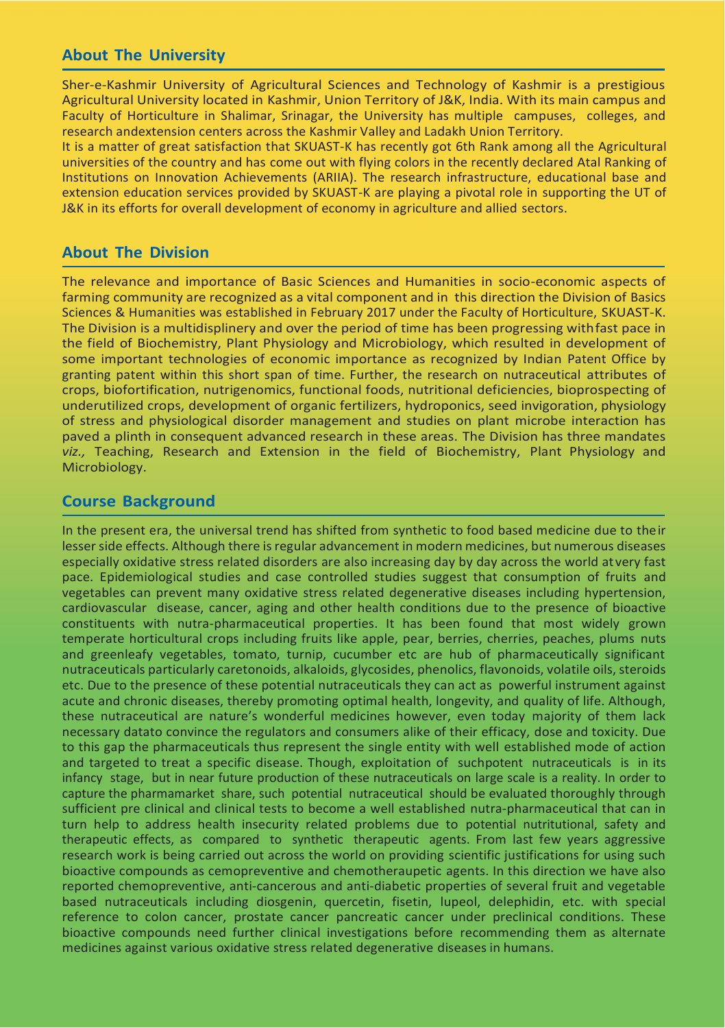## About The University

Sher-e-Kashmir University of Agricultural Sciences and Technology of Kashmir is a prestigious Agricultural University located in Kashmir, Union Territory of J&K, India. With its main campus and Faculty of Horticulture in Shalimar, Srinagar, the University has multiple campuses, colleges, and research andextension centers across the Kashmir Valley and Ladakh Union Territory.

It is a matter of great satisfaction that SKUAST-K has recently got 6th Rank among all the Agricultural universities of the country and has come out with flying colors in the recently declared Atal Ranking of Institutions on Innovation Achievements (ARIIA). The research infrastructure, educational base and extension education services provided by SKUAST-K are playing a pivotal role in supporting the UT of J&K in its efforts for overall development of economy in agriculture and allied sectors.

## About The Division

The relevance and importance of Basic Sciences and Humanities in socio-economic aspects of farming community are recognized as a vital component and in this direction the Division of Basics Sciences & Humanities was established in February 2017 under the Faculty of Horticulture, SKUAST-K. The Division is a multidisplinery and over the period of time has been progressing withfast pace in the field of Biochemistry, Plant Physiology and Microbiology, which resulted in development of some important technologies of economic importance as recognized by Indian Patent Office by granting patent within this short span of time. Further, the research on nutraceutical attributes of crops, biofortification, nutrigenomics, functional foods, nutritional deficiencies, bioprospecting of underutilized crops, development of organic fertilizers, hydroponics, seed invigoration, physiology of stress and physiological disorder management and studies on plant microbe interaction has paved a plinth in consequent advanced research in these areas. The Division has three mandates *viz.,* Teaching, Research and Extension in the field of Biochemistry, Plant Physiology and Microbiology.

## Course Background

In the present era, the universal trend has shifted from synthetic to food based medicine due to their lesser side effects. Although there is regular advancement in modern medicines, but numerous diseases especially oxidative stress related disorders are also increasing day by day across the world atvery fast pace. Epidemiological studies and case controlled studies suggest that consumption of fruits and vegetables can prevent many oxidative stress related degenerative diseases including hypertension, cardiovascular disease, cancer, aging and other health conditions due to the presence of bioactive constituents with nutra-pharmaceutical properties. It has been found that most widely grown temperate horticultural crops including fruits like apple, pear, berries, cherries, peaches, plums nuts and greenleafy vegetables, tomato, turnip, cucumber etc are hub of pharmaceutically significant nutraceuticals particularly caretonoids, alkaloids, glycosides, phenolics, flavonoids, volatile oils, steroids etc. Due to the presence of these potential nutraceuticals they can act as powerful instrument against acute and chronic diseases, thereby promoting optimal health, longevity, and quality of life. Although, these nutraceutical are nature's wonderful medicines however, even today majority of them lack necessary datato convince the regulators and consumers alike of their efficacy, dose and toxicity. Due to this gap the pharmaceuticals thus represent the single entity with well established mode of action and targeted to treat a specific disease. Though, exploitation of suchpotent nutraceuticals is in its infancy stage, but in near future production of these nutraceuticals on large scale is a reality. In order to capture the pharmamarket share, such potential nutraceutical should be evaluated thoroughly through sufficient pre clinical and clinical tests to become a well established nutra-pharmaceutical that can in turn help to address health insecurity related problems due to potential nutritutional, safety and therapeutic effects, as compared to synthetic therapeutic agents. From last few years aggressive research work is being carried out across the world on providing scientific justifications for using such bioactive compounds as cemopreventive and chemotheraupetic agents. In this direction we have also reported chemopreventive, anti-cancerous and anti-diabetic properties of several fruit and vegetable based nutraceuticals including diosgenin, quercetin, fisetin, lupeol, delephidin, etc. with special reference to colon cancer, prostate cancer pancreatic cancer under preclinical conditions. These bioactive compounds need further clinical investigations before recommending them as alternate medicines against various oxidative stress related degenerative diseases in humans.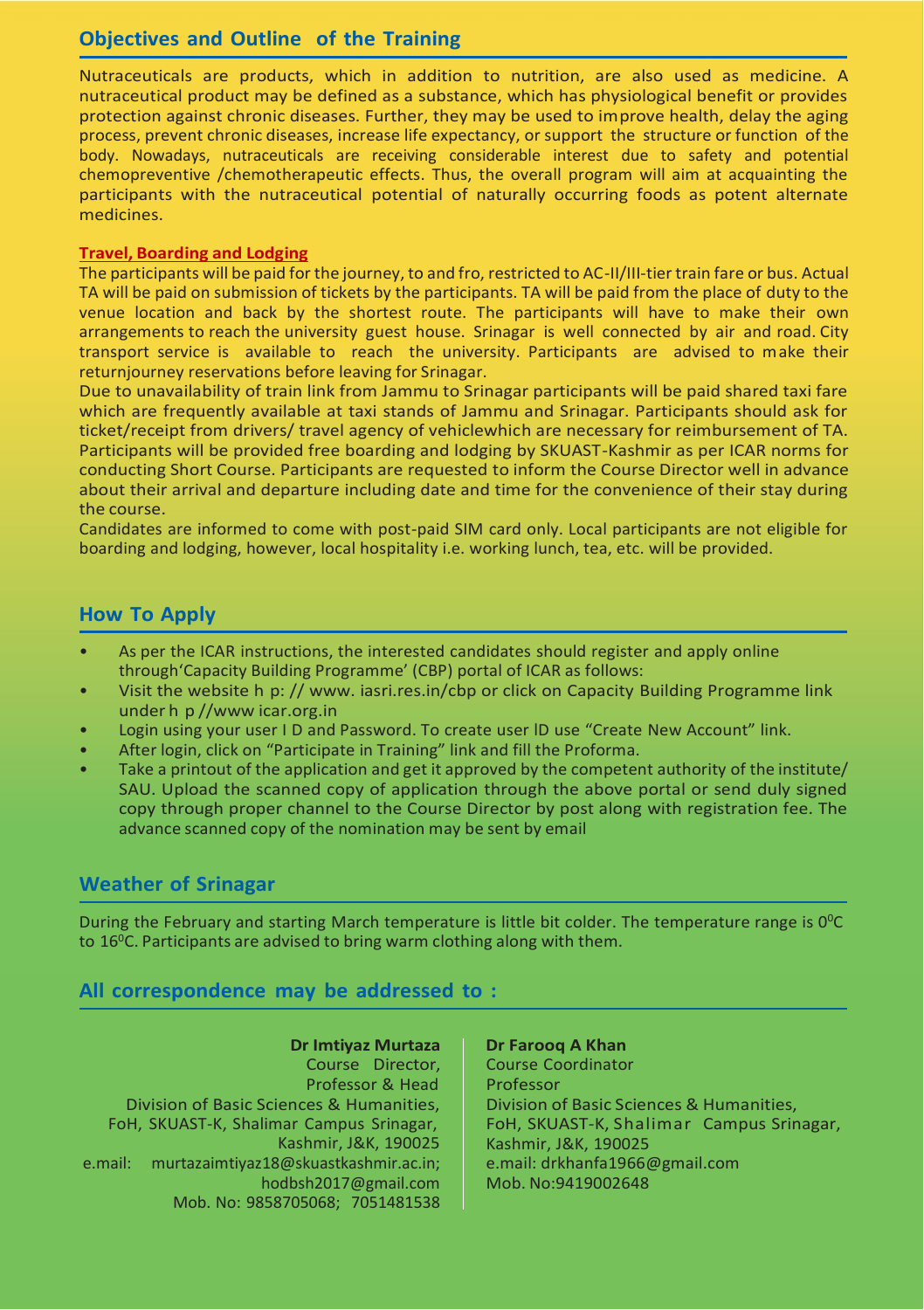## Objectives and Outline of the Training

Nutraceuticals are products, which in addition to nutrition, are also used as medicine. A nutraceutical product may be defined as a substance, which has physiological benefit or provides protection against chronic diseases. Further, they may be used to improve health, delay the aging process, prevent chronic diseases, increase life expectancy, or support the structure or function of the body. Nowadays, nutraceuticals are receiving considerable interest due to safety and potential chemopreventive /chemotherapeutic effects. Thus, the overall program will aim at acquainting the participants with the nutraceutical potential of naturally occurring foods as potent alternate medicines.

### Travel, Boarding and Lodging

The participants will be paid for the journey, to and fro, restricted to AC-II/III-tier train fare or bus. Actual TA will be paid on submission of tickets by the participants. TA will be paid from the place of duty to the venue location and back by the shortest route. The participants will have to make their own arrangements to reach the university guest house. Srinagar is well connected by air and road. City transport service is available to reach the university. Participants are advised to make their returnjourney reservations before leaving for Srinagar.

Due to unavailability of train link from Jammu to Srinagar participants will be paid shared taxi fare which are frequently available at taxi stands of Jammu and Srinagar. Participants should ask for ticket/receipt from drivers/ travel agency of vehiclewhich are necessary for reimbursement of TA. Participants will be provided free boarding and lodging by SKUAST-Kashmir as per ICAR norms for conducting Short Course. Participants are requested to inform the Course Director well in advance about their arrival and departure including date and time for the convenience of their stay during the course.

Candidates are informed to come with post-paid SIM card only. Local participants are not eligible for boarding and lodging, however, local hospitality i.e. working lunch, tea, etc. will be provided.

## How To Apply

- As per the ICAR instructions, the interested candidates should register and apply online through'Capacity Building Programme' (CBP) portal of ICAR as follows:
- Visit the website h p: // www. iasri.res.in/cbp or click on Capacity Building Programme link under h p //www icar.org.in
- Login using your user I D and Password. To create user lD use "Create New Account" link.
- After login, click on "Participate in Training" link and fill the Proforma.
- Take a printout of the application and get it approved by the competent authority of the institute/ SAU. Upload the scanned copy of application through the above portal or send duly signed copy through proper channel to the Course Director by post along with registration fee. The advance scanned copy of the nomination may be sent by email

## Weather of Srinagar

During the February and starting March temperature is little bit colder. The temperature range is $0^0$C to $16^0$C. Participants are advised to bring warm clothing along with them.

## All correspondence may be addressed to :

**Dr Imtiyaz Murtaza**
Course Director,
Professor & Head
Division of Basic Sciences & Humanities,
FoH, SKUAST-K, Shalimar Campus Srinagar,
Kashmir, J&K, 190025
e.mail: murtazaimtiyaz18@skuastkashmir.ac.in; hodbsh2017@gmail.com
Mob. No: 9858705068; 7051481538

**Dr Farooq A Khan**
Course Coordinator
Professor
Division of Basic Sciences & Humanities,
FoH, SKUAST-K, Shalimar Campus Srinagar,
Kashmir, J&K, 190025
e.mail: drkhanfa1966@gmail.com
Mob. No:9419002648